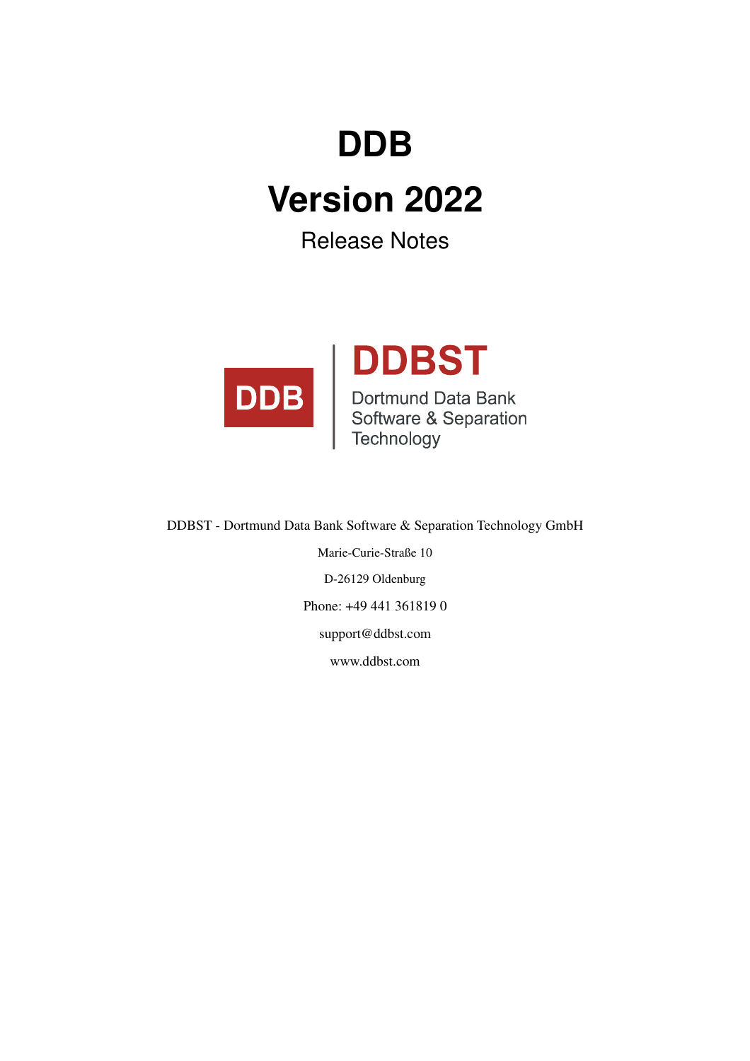# DDB

# Version 2022

Release Notes

DDB

DDBST

Dortmund Data Bank Software & Separation Technology

DDBST - Dortmund Data Bank Software & Separation Technology GmbH

Marie-Curie-Straße 10

D-26129 Oldenburg

Phone: +49 441 361819 0

support@ddbst.com

www.ddbst.com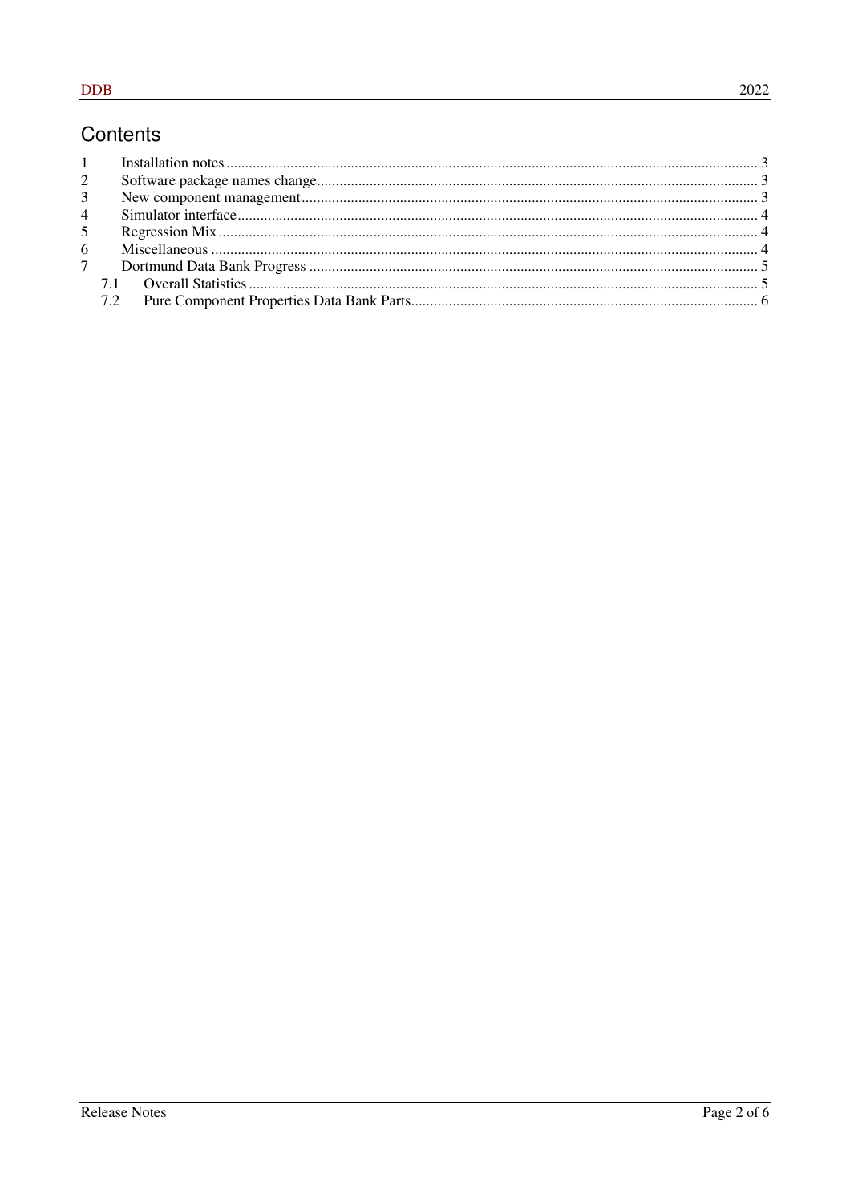# Contents

1 Installation notes ... 3
2 Software package names change ... 3
3 New component management ... 3
4 Simulator interface ... 4
5 Regression Mix ... 4
6 Miscellaneous ... 4
7 Dortmund Data Bank Progress ... 5
  7.1 Overall Statistics ... 5
  7.2 Pure Component Properties Data Bank Parts ... 6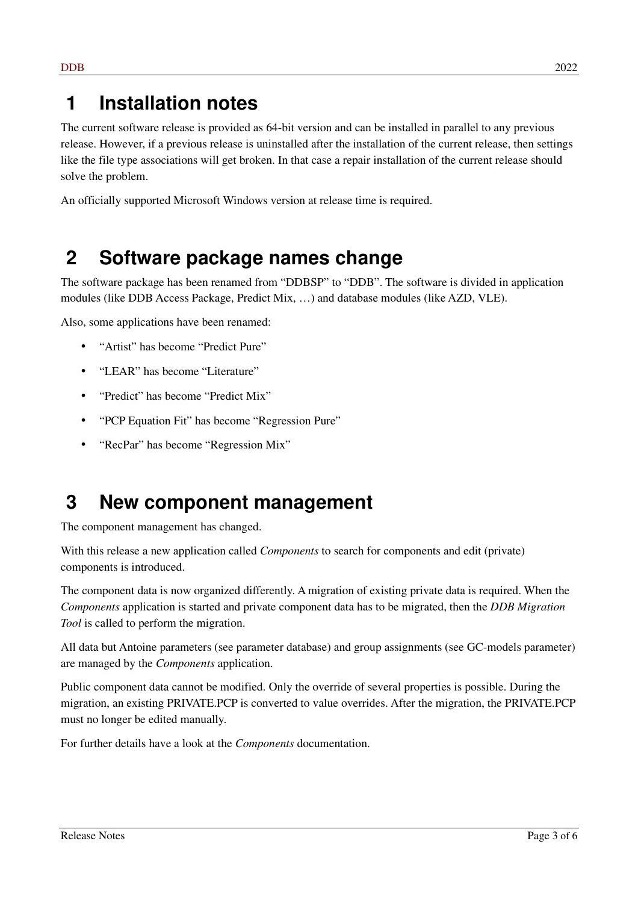# 1 Installation notes

The current software release is provided as 64-bit version and can be installed in parallel to any previous release. However, if a previous release is uninstalled after the installation of the current release, then settings like the file type associations will get broken. In that case a repair installation of the current release should solve the problem.

An officially supported Microsoft Windows version at release time is required.

# 2 Software package names change

The software package has been renamed from “DDBSP” to “DDB”. The software is divided in application modules (like DDB Access Package, Predict Mix, …) and database modules (like AZD, VLE).

Also, some applications have been renamed:

- “Artist” has become “Predict Pure”
- “LEAR” has become “Literature”
- “Predict” has become “Predict Mix”
- “PCP Equation Fit” has become “Regression Pure”
- “RecPar” has become “Regression Mix”

# 3 New component management

The component management has changed.

With this release a new application called *Components* to search for components and edit (private) components is introduced.

The component data is now organized differently. A migration of existing private data is required. When the *Components* application is started and private component data has to be migrated, then the *DDB Migration Tool* is called to perform the migration.

All data but Antoine parameters (see parameter database) and group assignments (see GC-models parameter) are managed by the *Components* application.

Public component data cannot be modified. Only the override of several properties is possible. During the migration, an existing PRIVATE.PCP is converted to value overrides. After the migration, the PRIVATE.PCP must no longer be edited manually.

For further details have a look at the *Components* documentation.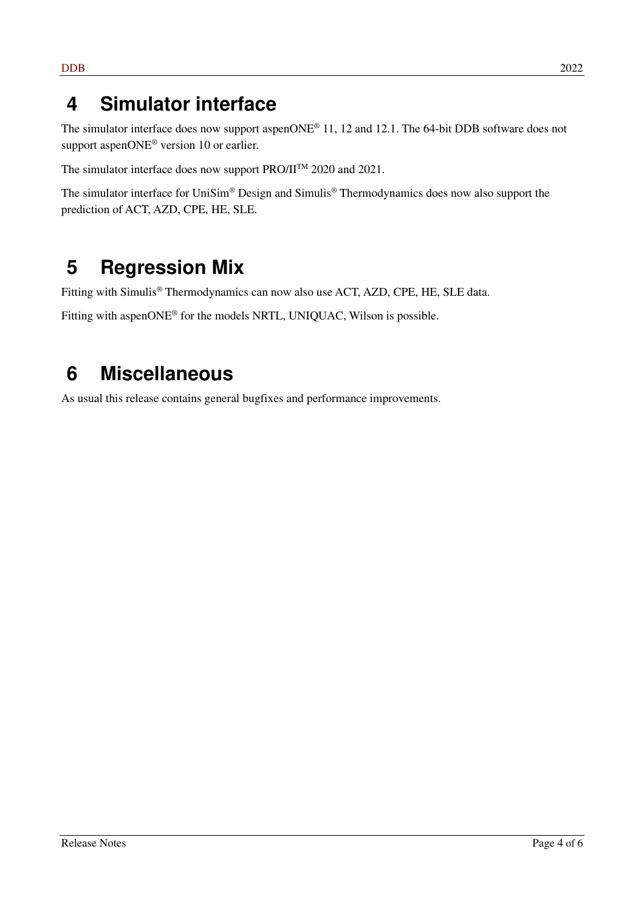# 4 Simulator interface

The simulator interface does now support aspenONE® 11, 12 and 12.1. The 64-bit DDB software does not support aspenONE® version 10 or earlier.

The simulator interface does now support PRO/II™ 2020 and 2021.

The simulator interface for UniSim® Design and Simulis® Thermodynamics does now also support the prediction of ACT, AZD, CPE, HE, SLE.

# 5 Regression Mix

Fitting with Simulis® Thermodynamics can now also use ACT, AZD, CPE, HE, SLE data.

Fitting with aspenONE® for the models NRTL, UNIQUAC, Wilson is possible.

# 6 Miscellaneous

As usual this release contains general bugfixes and performance improvements.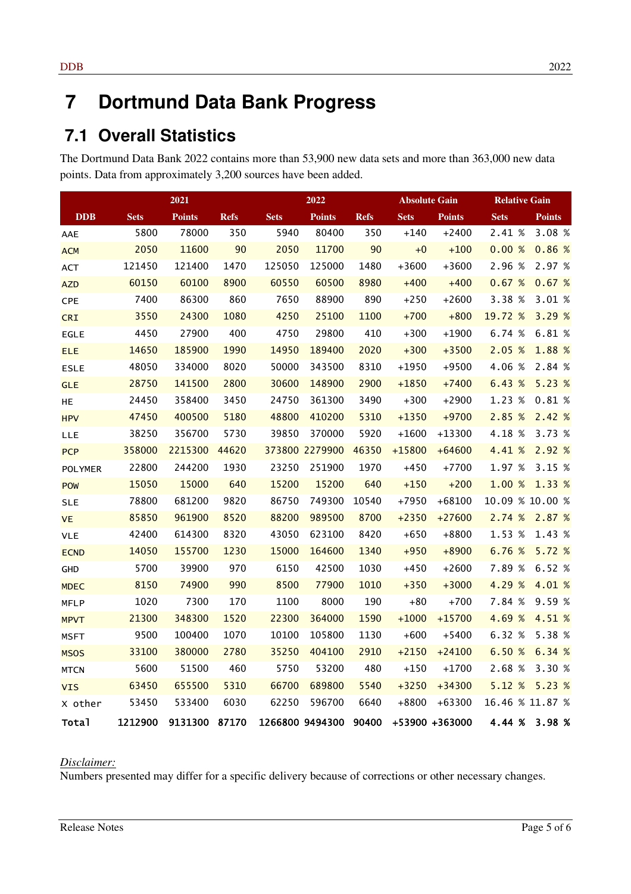# 7 Dortmund Data Bank Progress

## 7.1 Overall Statistics

The Dortmund Data Bank 2022 contains more than 53,900 new data sets and more than 363,000 new data points. Data from approximately 3,200 sources have been added.

| | 2021 | | | 2022 | | | Absolute Gain | | Relative Gain | |
|---|---|---|---|---|---|---|---|---|---|---|
| **DDB** | **Sets** | **Points** | **Refs** | **Sets** | **Points** | **Refs** | **Sets** | **Points** | **Sets** | **Points** |
| AAE | 5800 | 78000 | 350 | 5940 | 80400 | 350 | +140 | +2400 | 2.41 % | 3.08 % |
| ACM | 2050 | 11600 | 90 | 2050 | 11700 | 90 | +0 | +100 | 0.00 % | 0.86 % |
| ACT | 121450 | 121400 | 1470 | 125050 | 125000 | 1480 | +3600 | +3600 | 2.96 % | 2.97 % |
| AZD | 60150 | 60100 | 8900 | 60550 | 60500 | 8980 | +400 | +400 | 0.67 % | 0.67 % |
| CPE | 7400 | 86300 | 860 | 7650 | 88900 | 890 | +250 | +2600 | 3.38 % | 3.01 % |
| CRI | 3550 | 24300 | 1080 | 4250 | 25100 | 1100 | +700 | +800 | 19.72 % | 3.29 % |
| EGLE | 4450 | 27900 | 400 | 4750 | 29800 | 410 | +300 | +1900 | 6.74 % | 6.81 % |
| ELE | 14650 | 185900 | 1990 | 14950 | 189400 | 2020 | +300 | +3500 | 2.05 % | 1.88 % |
| ESLE | 48050 | 334000 | 8020 | 50000 | 343500 | 8310 | +1950 | +9500 | 4.06 % | 2.84 % |
| GLE | 28750 | 141500 | 2800 | 30600 | 148900 | 2900 | +1850 | +7400 | 6.43 % | 5.23 % |
| HE | 24450 | 358400 | 3450 | 24750 | 361300 | 3490 | +300 | +2900 | 1.23 % | 0.81 % |
| HPV | 47450 | 400500 | 5180 | 48800 | 410200 | 5310 | +1350 | +9700 | 2.85 % | 2.42 % |
| LLE | 38250 | 356700 | 5730 | 39850 | 370000 | 5920 | +1600 | +13300 | 4.18 % | 3.73 % |
| PCP | 358000 | 2215300 | 44620 | 373800 | 2279900 | 46350 | +15800 | +64600 | 4.41 % | 2.92 % |
| POLYMER | 22800 | 244200 | 1930 | 23250 | 251900 | 1970 | +450 | +7700 | 1.97 % | 3.15 % |
| POW | 15050 | 15000 | 640 | 15200 | 15200 | 640 | +150 | +200 | 1.00 % | 1.33 % |
| SLE | 78800 | 681200 | 9820 | 86750 | 749300 | 10540 | +7950 | +68100 | 10.09 % | 10.00 % |
| VE | 85850 | 961900 | 8520 | 88200 | 989500 | 8700 | +2350 | +27600 | 2.74 % | 2.87 % |
| VLE | 42400 | 614300 | 8320 | 43050 | 623100 | 8420 | +650 | +8800 | 1.53 % | 1.43 % |
| ECND | 14050 | 155700 | 1230 | 15000 | 164600 | 1340 | +950 | +8900 | 6.76 % | 5.72 % |
| GHD | 5700 | 39900 | 970 | 6150 | 42500 | 1030 | +450 | +2600 | 7.89 % | 6.52 % |
| MDEC | 8150 | 74900 | 990 | 8500 | 77900 | 1010 | +350 | +3000 | 4.29 % | 4.01 % |
| MFLP | 1020 | 7300 | 170 | 1100 | 8000 | 190 | +80 | +700 | 7.84 % | 9.59 % |
| MPVT | 21300 | 348300 | 1520 | 22300 | 364000 | 1590 | +1000 | +15700 | 4.69 % | 4.51 % |
| MSFT | 9500 | 100400 | 1070 | 10100 | 105800 | 1130 | +600 | +5400 | 6.32 % | 5.38 % |
| MSOS | 33100 | 380000 | 2780 | 35250 | 404100 | 2910 | +2150 | +24100 | 6.50 % | 6.34 % |
| MTCN | 5600 | 51500 | 460 | 5750 | 53200 | 480 | +150 | +1700 | 2.68 % | 3.30 % |
| VIS | 63450 | 655500 | 5310 | 66700 | 689800 | 5540 | +3250 | +34300 | 5.12 % | 5.23 % |
| X other | 53450 | 533400 | 6030 | 62250 | 596700 | 6640 | +8800 | +63300 | 16.46 % | 11.87 % |
| **Total** | **1212900** | **9131300** | **87170** | **1266800** | **9494300** | **90400** | **+53900** | **+363000** | **4.44 %** | **3.98 %** |

*Disclaimer:*
Numbers presented may differ for a specific delivery because of corrections or other necessary changes.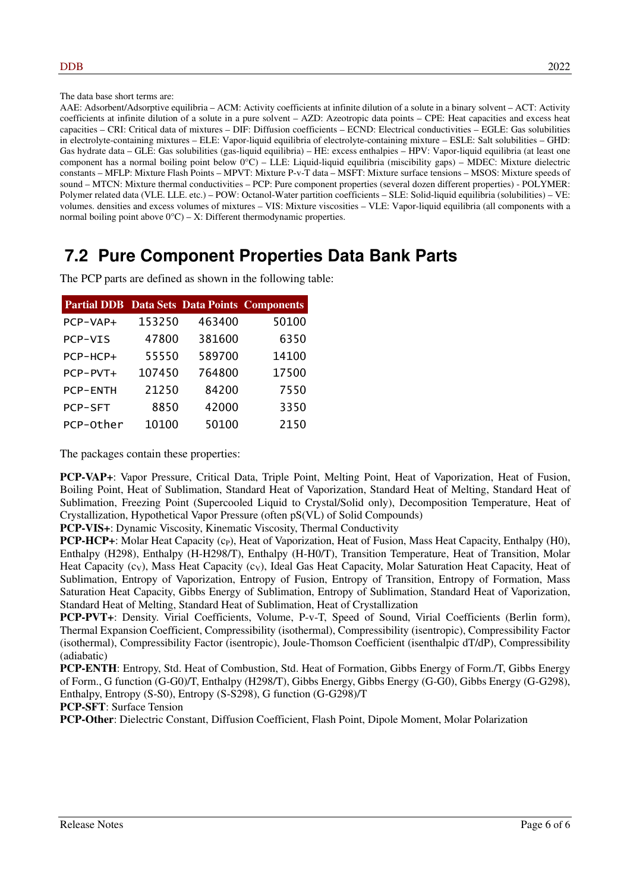The data base short terms are:

AAE: Adsorbent/Adsorptive equilibria – ACM: Activity coefficients at infinite dilution of a solute in a binary solvent – ACT: Activity coefficients at infinite dilution of a solute in a pure solvent – AZD: Azeotropic data points – CPE: Heat capacities and excess heat capacities – CRI: Critical data of mixtures – DIF: Diffusion coefficients – ECND: Electrical conductivities – EGLE: Gas solubilities in electrolyte-containing mixtures – ELE: Vapor-liquid equilibria of electrolyte-containing mixture – ESLE: Salt solubilities – GHD: Gas hydrate data – GLE: Gas solubilities (gas-liquid equilibria) – HE: excess enthalpies – HPV: Vapor-liquid equilibria (at least one component has a normal boiling point below 0°C) – LLE: Liquid-liquid equilibria (miscibility gaps) – MDEC: Mixture dielectric constants – MFLP: Mixture Flash Points – MPVT: Mixture P-v-T data – MSFT: Mixture surface tensions – MSOS: Mixture speeds of sound – MTCN: Mixture thermal conductivities – PCP: Pure component properties (several dozen different properties) - POLYMER: Polymer related data (VLE. LLE. etc.) – POW: Octanol-Water partition coefficients – SLE: Solid-liquid equilibria (solubilities) – VE: volumes. densities and excess volumes of mixtures – VIS: Mixture viscosities – VLE: Vapor-liquid equilibria (all components with a normal boiling point above 0°C) – X: Different thermodynamic properties.

## 7.2 Pure Component Properties Data Bank Parts

The PCP parts are defined as shown in the following table:

| Partial DDB | Data Sets | Data Points | Components |
|---|---|---|---|
| PCP-VAP+ | 153250 | 463400 | 50100 |
| PCP-VIS | 47800 | 381600 | 6350 |
| PCP-HCP+ | 55550 | 589700 | 14100 |
| PCP-PVT+ | 107450 | 764800 | 17500 |
| PCP-ENTH | 21250 | 84200 | 7550 |
| PCP-SFT | 8850 | 42000 | 3350 |
| PCP-Other | 10100 | 50100 | 2150 |

The packages contain these properties:

**PCP-VAP+**: Vapor Pressure, Critical Data, Triple Point, Melting Point, Heat of Vaporization, Heat of Fusion, Boiling Point, Heat of Sublimation, Standard Heat of Vaporization, Standard Heat of Melting, Standard Heat of Sublimation, Freezing Point (Supercooled Liquid to Crystal/Solid only), Decomposition Temperature, Heat of Crystallization, Hypothetical Vapor Pressure (often pS(VL) of Solid Compounds)

**PCP-VIS+**: Dynamic Viscosity, Kinematic Viscosity, Thermal Conductivity

**PCP-HCP+**: Molar Heat Capacity ($c_P$), Heat of Vaporization, Heat of Fusion, Mass Heat Capacity, Enthalpy (H0), Enthalpy (H298), Enthalpy (H-H298/T), Enthalpy (H-H0/T), Transition Temperature, Heat of Transition, Molar Heat Capacity ($c_V$), Mass Heat Capacity ($c_V$), Ideal Gas Heat Capacity, Molar Saturation Heat Capacity, Heat of Sublimation, Entropy of Vaporization, Entropy of Fusion, Entropy of Transition, Entropy of Formation, Mass Saturation Heat Capacity, Gibbs Energy of Sublimation, Entropy of Sublimation, Standard Heat of Vaporization, Standard Heat of Melting, Standard Heat of Sublimation, Heat of Crystallization

**PCP-PVT+**: Density. Virial Coefficients, Volume, P-v-T, Speed of Sound, Virial Coefficients (Berlin form), Thermal Expansion Coefficient, Compressibility (isothermal), Compressibility (isentropic), Compressibility Factor (isothermal), Compressibility Factor (isentropic), Joule-Thomson Coefficient (isenthalpic dT/dP), Compressibility (adiabatic)

**PCP-ENTH**: Entropy, Std. Heat of Combustion, Std. Heat of Formation, Gibbs Energy of Form./T, Gibbs Energy of Form., G function (G-G0)/T, Enthalpy (H298/T), Gibbs Energy, Gibbs Energy (G-G0), Gibbs Energy (G-G298), Enthalpy, Entropy (S-S0), Entropy (S-S298), G function (G-G298)/T

**PCP-SFT**: Surface Tension

**PCP-Other**: Dielectric Constant, Diffusion Coefficient, Flash Point, Dipole Moment, Molar Polarization